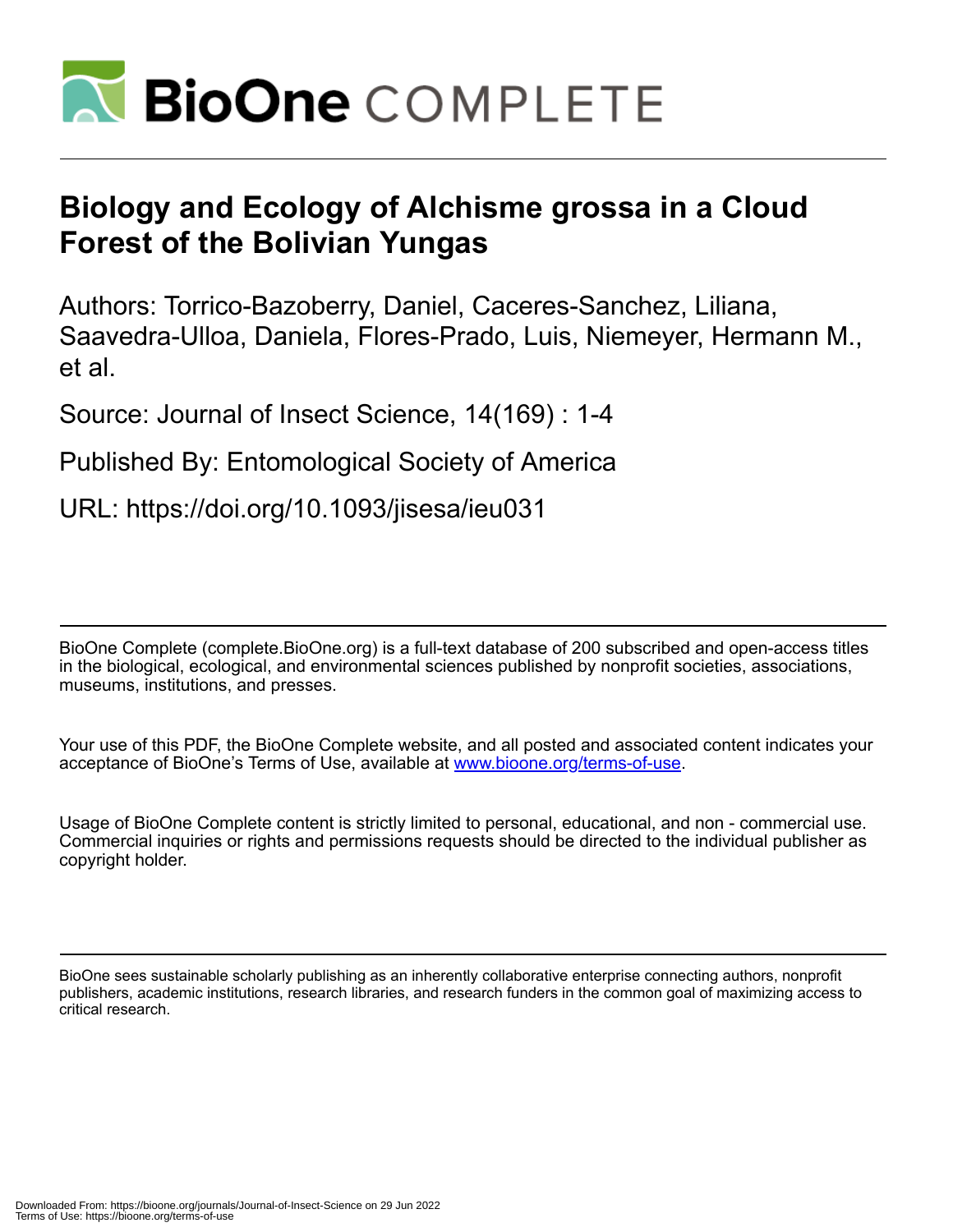# Biology and Ecology of Alchisme grossa in a Cloud Forest of the Bolivian Yungas

Authors: Torrico-Bazoberry, Daniel, Caceres-Sanchez, Liliana, Saavedra-Ulloa, Daniela, Flores-Prado, Luis, Niemeyer, Hermann M., et al.

Source: Journal of Insect Science, 14(169) : 1-4

Published By: Entomological Society of America

URL: https://doi.org/10.1093/jisesa/ieu031

BioOne Complete (complete.BioOne.org) is a full-text database of 200 subscribed and open-access titles in the biological, ecological, and environmental sciences published by nonprofit societies, associations, museums, institutions, and presses.

Your use of this PDF, the BioOne Complete website, and all posted and associated content indicates your acceptance of BioOne's Terms of Use, available at www.bioone.org/terms-of-use.

Usage of BioOne Complete content is strictly limited to personal, educational, and non - commercial use. Commercial inquiries or rights and permissions requests should be directed to the individual publisher as copyright holder.

BioOne sees sustainable scholarly publishing as an inherently collaborative enterprise connecting authors, nonprofit publishers, academic institutions, research libraries, and research funders in the common goal of maximizing access to critical research.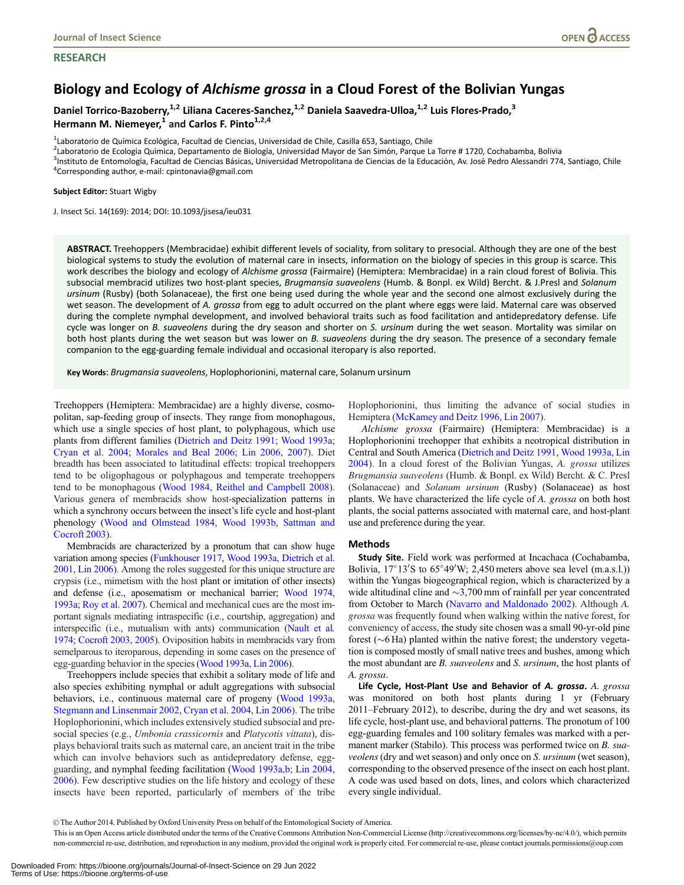Journal of Insect Science

RESEARCH

# Biology and Ecology of *Alchisme grossa* in a Cloud Forest of the Bolivian Yungas

**Daniel Torrico-Bazoberry,[1,2] Liliana Caceres-Sanchez,[1,2] Daniela Saavedra-Ulloa,[1,2] Luis Flores-Prado,[3] Hermann M. Niemeyer,[1] and Carlos F. Pinto[1,2,4]**

[1]Laboratorio de Química Ecológica, Facultad de Ciencias, Universidad de Chile, Casilla 653, Santiago, Chile
[2]Laboratorio de Ecología Química, Departamento de Biología, Universidad Mayor de San Simón, Parque La Torre # 1720, Cochabamba, Bolivia
[3]Instituto de Entomología, Facultad de Ciencias Básicas, Universidad Metropolitana de Ciencias de la Educación, Av. José Pedro Alessandri 774, Santiago, Chile
[4]Corresponding author, e-mail: cpintonavia@gmail.com

**Subject Editor:** Stuart Wigby

J. Insect Sci. 14(169): 2014; DOI: 10.1093/jisesa/ieu031

**ABSTRACT.** Treehoppers (Membracidae) exhibit different levels of sociality, from solitary to presocial. Although they are one of the best biological systems to study the evolution of maternal care in insects, information on the biology of species in this group is scarce. This work describes the biology and ecology of *Alchisme grossa* (Fairmaire) (Hemiptera: Membracidae) in a rain cloud forest of Bolivia. This subsocial membracid utilizes two host-plant species, *Brugmansia suaveolens* (Humb. & Bonpl. ex Wild) Bercht. & J.Presl and *Solanum ursinum* (Rusby) (both Solanaceae), the first one being used during the whole year and the second one almost exclusively during the wet season. The development of *A. grossa* from egg to adult occurred on the plant where eggs were laid. Maternal care was observed during the complete nymphal development, and involved behavioral traits such as food facilitation and antipredatory defense. Life cycle was longer on *B. suaveolens* during the dry season and shorter on *S. ursinum* during the wet season. Mortality was similar on both host plants during the wet season but was lower on *B. suaveolens* during the dry season. The presence of a secondary female companion to the egg-guarding female individual and occasional iteropary is also reported.

**Key Words**: *Brugmansia suaveolens*, Hoplophorionini, maternal care, Solanum ursinum

Treehoppers (Hemiptera: Membracidae) are a highly diverse, cosmopolitan, sap-feeding group of insects. They range from monophagous, which use a single species of host plant, to polyphagous, which use plants from different families (Dietrich and Deitz 1991; Wood 1993a; Cryan et al. 2004; Morales and Beal 2006; Lin 2006, 2007). Diet breadth has been associated to latitudinal effects: tropical treehoppers tend to be oligophagous or polyphagous and temperate treehoppers tend to be monophagous (Wood 1984, Reithel and Campbell 2008). Various genera of membracids show host-specialization patterns in which a synchrony occurs between the insect's life cycle and host-plant phenology (Wood and Olmstead 1984, Wood 1993b, Sattman and Cocroft 2003).

Membracids are characterized by a pronotum that can show huge variation among species (Funkhouser 1917, Wood 1993a, Dietrich et al. 2001, Lin 2006). Among the roles suggested for this unique structure are crypsis (i.e., mimetism with the host plant or imitation of other insects) and defense (i.e., aposematism or mechanical barrier; Wood 1974, 1993a; Roy et al. 2007). Chemical and mechanical cues are the most important signals mediating intraspecific (i.e., courtship, aggregation) and interspecific (i.e., mutualism with ants) communication (Nault et al. 1974; Cocroft 2003, 2005). Oviposition habits in membracids vary from semelparous to iteroparous, depending in some cases on the presence of egg-guarding behavior in the species (Wood 1993a, Lin 2006).

Treehoppers include species that exhibit a solitary mode of life and also species exhibiting nymphal or adult aggregations with subsocial behaviors, i.e., continuous maternal care of progeny (Wood 1993a, Stegmann and Linsenmair 2002, Cryan et al. 2004, Lin 2006). The tribe Hoplophorionini, which includes extensively studied subsocial and presocial species (e.g., *Umbonia crassicornis* and *Platycotis vittata*), displays behavioral traits such as maternal care, an ancient trait in the tribe which can involve behaviors such as antidepredatory defense, egg-guarding, and nymphal feeding facilitation (Wood 1993a,b; Lin 2004, 2006). Few descriptive studies on the life history and ecology of these insects have been reported, particularly of members of the tribe Hoplophorionini, thus limiting the advance of social studies in Hemiptera (McKamey and Deitz 1996, Lin 2007).

*Alchisme grossa* (Fairmaire) (Hemiptera: Membracidae) is a Hoplophorionini treehopper that exhibits a neotropical distribution in Central and South America (Dietrich and Deitz 1991, Wood 1993a, Lin 2004). In a cloud forest of the Bolivian Yungas, *A. grossa* utilizes *Brugmansia suaveolens* (Humb. & Bonpl. ex Wild) Bercht. & C. Presl (Solanaceae) and *Solanum ursinum* (Rusby) (Solanaceae) as host plants. We have characterized the life cycle of *A. grossa* on both host plants, the social patterns associated with maternal care, and host-plant use and preference during the year.

## Methods

**Study Site.** Field work was performed at Incachaca (Cochabamba, Bolivia, 17°13′S to 65°49′W; 2,450 meters above sea level (m.a.s.l.)) within the Yungas biogeographical region, which is characterized by a wide altitudinal cline and ~3,700 mm of rainfall per year concentrated from October to March (Navarro and Maldonado 2002). Although *A. grossa* was frequently found when walking within the native forest, for conveniency of access, the study site chosen was a small 90-yr-old pine forest (~6 Ha) planted within the native forest; the understory vegetation is composed mostly of small native trees and bushes, among which the most abundant are *B. suaveolens* and *S. ursinum*, the host plants of *A. grossa*.

**Life Cycle, Host-Plant Use and Behavior of *A. grossa*.** *A. grossa* was monitored on both host plants during 1 yr (February 2011–February 2012), to describe, during the dry and wet seasons, its life cycle, host-plant use, and behavioral patterns. The pronotum of 100 egg-guarding females and 100 solitary females was marked with a permanent marker (Stabilo). This process was performed twice on *B. suaveolens* (dry and wet season) and only once on *S. ursinum* (wet season), corresponding to the observed presence of the insect on each host plant. A code was used based on dots, lines, and colors which characterized every single individual.

© The Author 2014. Published by Oxford University Press on behalf of the Entomological Society of America.
This is an Open Access article distributed under the terms of the Creative Commons Attribution Non-Commercial License (http://creativecommons.org/licenses/by-nc/4.0/), which permits non-commercial re-use, distribution, and reproduction in any medium, provided the original work is properly cited. For commercial re-use, please contact journals.permissions@oup.com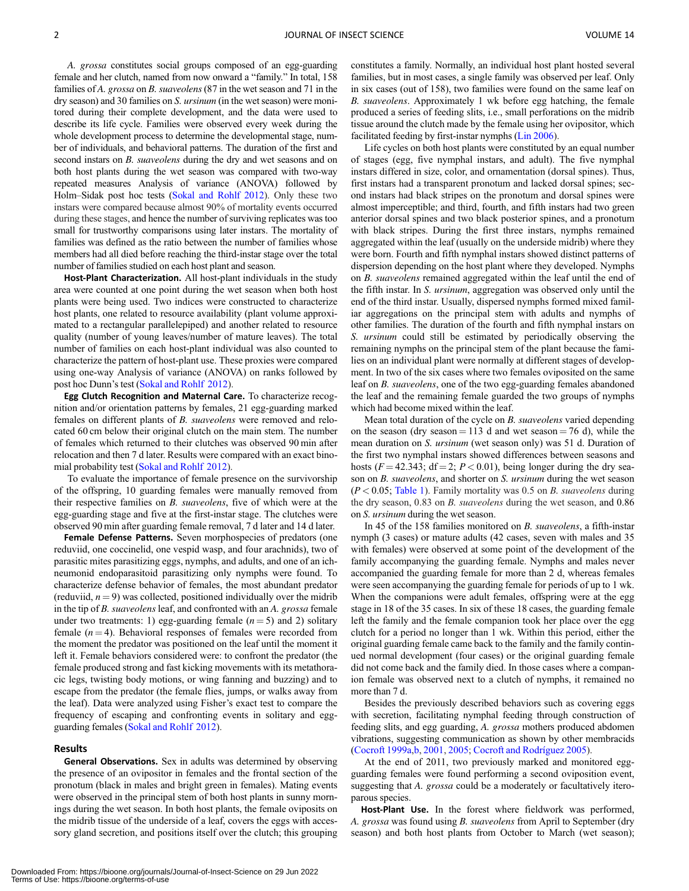*A. grossa* constitutes social groups composed of an egg-guarding female and her clutch, named from now onward a "family." In total, 158 families of *A. grossa* on *B. suaveolens* (87 in the wet season and 71 in the dry season) and 30 families on *S. ursinum* (in the wet season) were monitored during their complete development, and the data were used to describe its life cycle. Families were observed every week during the whole development process to determine the developmental stage, number of individuals, and behavioral patterns. The duration of the first and second instars on *B. suaveolens* during the dry and wet seasons and on both host plants during the wet season was compared with two-way repeated measures Analysis of variance (ANOVA) followed by Holm–Sidak post hoc tests (Sokal and Rohlf 2012). Only these two instars were compared because almost 90% of mortality events occurred during these stages, and hence the number of surviving replicates was too small for trustworthy comparisons using later instars. The mortality of families was defined as the ratio between the number of families whose members had all died before reaching the third-instar stage over the total number of families studied on each host plant and season.

**Host-Plant Characterization.** All host-plant individuals in the study area were counted at one point during the wet season when both host plants were being used. Two indices were constructed to characterize host plants, one related to resource availability (plant volume approximated to a rectangular parallelepiped) and another related to resource quality (number of young leaves/number of mature leaves). The total number of families on each host-plant individual was also counted to characterize the pattern of host-plant use. These proxies were compared using one-way Analysis of variance (ANOVA) on ranks followed by post hoc Dunn's test (Sokal and Rohlf 2012).

**Egg Clutch Recognition and Maternal Care.** To characterize recognition and/or orientation patterns by females, 21 egg-guarding marked females on different plants of *B. suaveolens* were removed and relocated 60 cm below their original clutch on the main stem. The number of females which returned to their clutches was observed 90 min after relocation and then 7 d later. Results were compared with an exact binomial probability test (Sokal and Rohlf 2012).

To evaluate the importance of female presence on the survivorship of the offspring, 10 guarding females were manually removed from their respective families on *B. suaveolens*, five of which were at the egg-guarding stage and five at the first-instar stage. The clutches were observed 90 min after guarding female removal, 7 d later and 14 d later.

**Female Defense Patterns.** Seven morphospecies of predators (one reduviid, one coccinelid, one vespid wasp, and four arachnids), two of parasitic mites parasitizing eggs, nymphs, and adults, and one of an ichneumonid endoparasitoid parasitizing only nymphs were found. To characterize defense behavior of females, the most abundant predator (reduviid, $n = 9$) was collected, positioned individually over the midrib in the tip of *B. suaveolens* leaf, and confronted with an *A. grossa* female under two treatments: 1) egg-guarding female ($n = 5$) and 2) solitary female ($n = 4$). Behavioral responses of females were recorded from the moment the predator was positioned on the leaf until the moment it left it. Female behaviors considered were: to confront the predator (the female produced strong and fast kicking movements with its metathoracic legs, twisting body motions, or wing fanning and buzzing) and to escape from the predator (the female flies, jumps, or walks away from the leaf). Data were analyzed using Fisher's exact test to compare the frequency of escaping and confronting events in solitary and egg-guarding females (Sokal and Rohlf 2012).

## Results

**General Observations.** Sex in adults was determined by observing the presence of an ovipositor in females and the frontal section of the pronotum (black in males and bright green in females). Mating events were observed in the principal stem of both host plants in sunny mornings during the wet season. In both host plants, the female oviposits on the midrib tissue of the underside of a leaf, covers the eggs with accessory gland secretion, and positions itself over the clutch; this grouping constitutes a family. Normally, an individual host plant hosted several families, but in most cases, a single family was observed per leaf. Only in six cases (out of 158), two families were found on the same leaf on *B. suaveolens*. Approximately 1 wk before egg hatching, the female produced a series of feeding slits, i.e., small perforations on the midrib tissue around the clutch made by the female using her ovipositor, which facilitated feeding by first-instar nymphs (Lin 2006).

Life cycles on both host plants were constituted by an equal number of stages (egg, five nymphal instars, and adult). The five nymphal instars differed in size, color, and ornamentation (dorsal spines). Thus, first instars had a transparent pronotum and lacked dorsal spines; second instars had black stripes on the pronotum and dorsal spines were almost imperceptible; and third, fourth, and fifth instars had two green anterior dorsal spines and two black posterior spines, and a pronotum with black stripes. During the first three instars, nymphs remained aggregated within the leaf (usually on the underside midrib) where they were born. Fourth and fifth nymphal instars showed distinct patterns of dispersion depending on the host plant where they developed. Nymphs on *B. suaveolens* remained aggregated within the leaf until the end of the fifth instar. In *S. ursinum*, aggregation was observed only until the end of the third instar. Usually, dispersed nymphs formed mixed familiar aggregations on the principal stem with adults and nymphs of other families. The duration of the fourth and fifth nymphal instars on *S. ursinum* could still be estimated by periodically observing the remaining nymphs on the principal stem of the plant because the families on an individual plant were normally at different stages of development. In two of the six cases where two females oviposited on the same leaf on *B. suaveolens*, one of the two egg-guarding females abandoned the leaf and the remaining female guarded the two groups of nymphs which had become mixed within the leaf.

Mean total duration of the cycle on *B. suaveolens* varied depending on the season (dry season = 113 d and wet season = 76 d), while the mean duration on *S. ursinum* (wet season only) was 51 d. Duration of the first two nymphal instars showed differences between seasons and hosts ($F = 42.343$; df = 2; $P < 0.01$), being longer during the dry season on *B. suaveolens*, and shorter on *S. ursinum* during the wet season ($P < 0.05$; Table 1). Family mortality was 0.5 on *B. suaveolens* during the dry season, 0.83 on *B. suaveolens* during the wet season, and 0.86 on *S. ursinum* during the wet season.

In 45 of the 158 families monitored on *B. suaveolens*, a fifth-instar nymph (3 cases) or mature adults (42 cases, seven with males and 35 with females) were observed at some point of the development of the family accompanying the guarding female. Nymphs and males never accompanied the guarding female for more than 2 d, whereas females were seen accompanying the guarding female for periods of up to 1 wk. When the companions were adult females, offspring were at the egg stage in 18 of the 35 cases. In six of these 18 cases, the guarding female left the family and the female companion took her place over the egg clutch for a period no longer than 1 wk. Within this period, either the original guarding female came back to the family and the family continued normal development (four cases) or the original guarding female did not come back and the family died. In those cases where a companion female was observed next to a clutch of nymphs, it remained no more than 7 d.

Besides the previously described behaviors such as covering eggs with secretion, facilitating nymphal feeding through construction of feeding slits, and egg guarding, *A. grossa* mothers produced abdomen vibrations, suggesting communication as shown by other membracids (Cocroft 1999a,b, 2001, 2005; Cocroft and Rodríguez 2005).

At the end of 2011, two previously marked and monitored egg-guarding females were found performing a second oviposition event, suggesting that *A. grossa* could be a moderately or facultatively iteroparous species.

**Host-Plant Use.** In the forest where fieldwork was performed, *A. grossa* was found using *B. suaveolens* from April to September (dry season) and both host plants from October to March (wet season);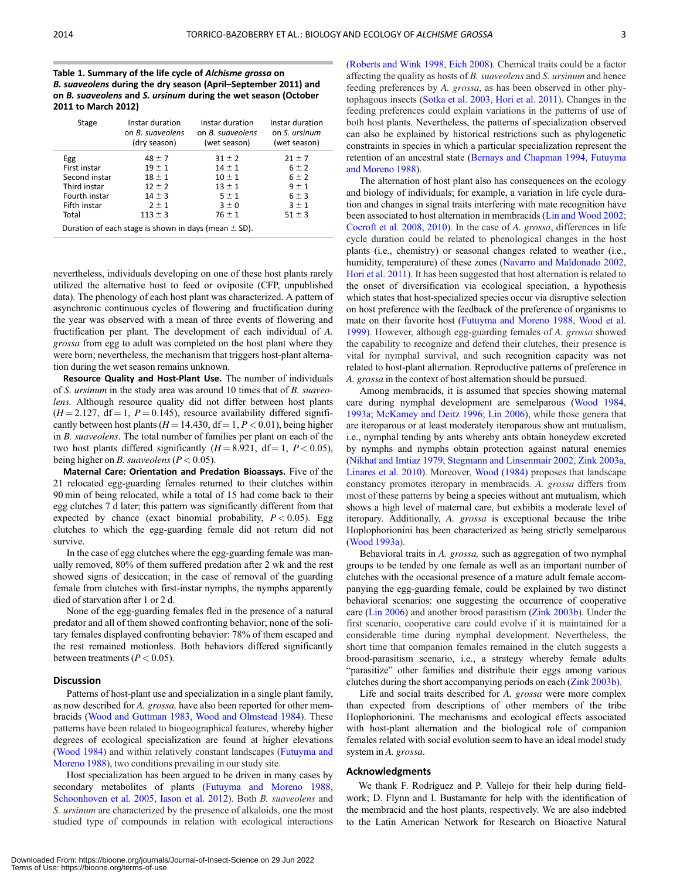**Table 1. Summary of the life cycle of *Alchisme grossa* on *B. suaveolens* during the dry season (April–September 2011) and on *B. suaveolens* and *S. ursinum* during the wet season (October 2011 to March 2012)**

| Stage | Instar duration on *B. suaveolens* (dry season) | Instar duration on *B. suaveolens* (wet season) | Instar duration on *S. ursinum* (wet season) |
|---|---|---|---|
| Egg | $48 \pm 7$ | $31 \pm 2$ | $21 \pm 7$ |
| First instar | $19 \pm 1$ | $14 \pm 1$ | $6 \pm 2$ |
| Second instar | $18 \pm 1$ | $10 \pm 1$ | $6 \pm 2$ |
| Third instar | $12 \pm 2$ | $13 \pm 1$ | $9 \pm 1$ |
| Fourth instar | $14 \pm 3$ | $5 \pm 1$ | $6 \pm 3$ |
| Fifth instar | $2 \pm 1$ | $3 \pm 0$ | $3 \pm 1$ |
| Total | $113 \pm 3$ | $76 \pm 1$ | $51 \pm 3$ |

Duration of each stage is shown in days (mean $\pm$ SD).

nevertheless, individuals developing on one of these host plants rarely utilized the alternative host to feed or oviposite (CFP, unpublished data). The phenology of each host plant was characterized. A pattern of asynchronic continuous cycles of flowering and fructification during the year was observed with a mean of three events of flowering and fructification per plant. The development of each individual of *A. grossa* from egg to adult was completed on the host plant where they were born; nevertheless, the mechanism that triggers host-plant alternation during the wet season remains unknown.

**Resource Quality and Host-Plant Use.** The number of individuals of *S. ursinum* in the study area was around 10 times that of *B. suaveolens.* Although resource quality did not differ between host plants ($H = 2.127$, df $= 1$, $P = 0.145$), resource availability differed significantly between host plants ($H = 14.430$, df $= 1$, $P < 0.01$), being higher in *B. suaveolens*. The total number of families per plant on each of the two host plants differed significantly ($H = 8.921$, df $= 1$, $P < 0.05$), being higher on *B. suaveolens* ($P < 0.05$).

**Maternal Care: Orientation and Predation Bioassays.** Five of the 21 relocated egg-guarding females returned to their clutches within 90 min of being relocated, while a total of 15 had come back to their egg clutches 7 d later; this pattern was significantly different from that expected by chance (exact binomial probability, $P < 0.05$). Egg clutches to which the egg-guarding female did not return did not survive.

In the case of egg clutches where the egg-guarding female was manually removed, 80% of them suffered predation after 2 wk and the rest showed signs of desiccation; in the case of removal of the guarding female from clutches with first-instar nymphs, the nymphs apparently died of starvation after 1 or 2 d.

None of the egg-guarding females fled in the presence of a natural predator and all of them showed confronting behavior; none of the solitary females displayed confronting behavior: 78% of them escaped and the rest remained motionless. Both behaviors differed significantly between treatments ($P < 0.05$).

## Discussion

Patterns of host-plant use and specialization in a single plant family, as now described for *A. grossa,* have also been reported for other membracids (Wood and Guttman 1983, Wood and Olmstead 1984). These patterns have been related to biogeographical features, whereby higher degrees of ecological specialization are found at higher elevations (Wood 1984) and within relatively constant landscapes (Futuyma and Moreno 1988), two conditions prevailing in our study site.

Host specialization has been argued to be driven in many cases by secondary metabolites of plants (Futuyma and Moreno 1988, Schoonhoven et al. 2005, Iason et al. 2012). Both *B. suaveolens* and *S. ursinum* are characterized by the presence of alkaloids, one the most studied type of compounds in relation with ecological interactions (Roberts and Wink 1998, Eich 2008). Chemical traits could be a factor affecting the quality as hosts of *B. suaveolens* and *S. ursinum* and hence feeding preferences by *A. grossa*, as has been observed in other phytophagous insects (Sotka et al. 2003, Hori et al. 2011). Changes in the feeding preferences could explain variations in the patterns of use of both host plants. Nevertheless, the patterns of specialization observed can also be explained by historical restrictions such as phylogenetic constraints in species in which a particular specialization represent the retention of an ancestral state (Bernays and Chapman 1994, Futuyma and Moreno 1988).

The alternation of host plant also has consequences on the ecology and biology of individuals; for example, a variation in life cycle duration and changes in signal traits interfering with mate recognition have been associated to host alternation in membracids (Lin and Wood 2002; Cocroft et al. 2008, 2010). In the case of *A. grossa*, differences in life cycle duration could be related to phenological changes in the host plants (i.e., chemistry) or seasonal changes related to weather (i.e., humidity, temperature) of these zones (Navarro and Maldonado 2002, Hori et al. 2011). It has been suggested that host alternation is related to the onset of diversification via ecological speciation, a hypothesis which states that host-specialized species occur via disruptive selection on host preference with the feedback of the preference of organisms to mate on their favorite host (Futuyma and Moreno 1988, Wood et al. 1999). However, although egg-guarding females of *A. grossa* showed the capability to recognize and defend their clutches, their presence is vital for nymphal survival, and such recognition capacity was not related to host-plant alternation. Reproductive patterns of preference in *A. grossa* in the context of host alternation should be pursued.

Among membracids, it is assumed that species showing maternal care during nymphal development are semelparous (Wood 1984, 1993a; McKamey and Deitz 1996; Lin 2006), while those genera that are iteroparous or at least moderately iteroparous show ant mutualism, i.e., nymphal tending by ants whereby ants obtain honeydew excreted by nymphs and nymphs obtain protection against natural enemies (Nikhat and Imtiaz 1979, Stegmann and Linsenmair 2002, Zink 2003a, Linares et al. 2010). Moreover, Wood (1984) proposes that landscape constancy promotes iteropary in membracids. *A. grossa* differs from most of these patterns by being a species without ant mutualism, which shows a high level of maternal care, but exhibits a moderate level of iteropary. Additionally, *A. grossa* is exceptional because the tribe Hoplophorionini has been characterized as being strictly semelparous (Wood 1993a).

Behavioral traits in *A. grossa,* such as aggregation of two nymphal groups to be tended by one female as well as an important number of clutches with the occasional presence of a mature adult female accompanying the egg-guarding female, could be explained by two distinct behavioral scenarios: one suggesting the occurrence of cooperative care (Lin 2006) and another brood parasitism (Zink 2003b). Under the first scenario, cooperative care could evolve if it is maintained for a considerable time during nymphal development. Nevertheless, the short time that companion females remained in the clutch suggests a brood-parasitism scenario, i.e., a strategy whereby female adults "parasitize" other families and distribute their eggs among various clutches during the short accompanying periods on each (Zink 2003b).

Life and social traits described for *A. grossa* were more complex than expected from descriptions of other members of the tribe Hoplophorionini. The mechanisms and ecological effects associated with host-plant alternation and the biological role of companion females related with social evolution seem to have an ideal model study system in *A. grossa*.

## Acknowledgments

We thank F. Rodríguez and P. Vallejo for their help during fieldwork; D. Flynn and I. Bustamante for help with the identification of the membracid and the host plants, respectively. We are also indebted to the Latin American Network for Research on Bioactive Natural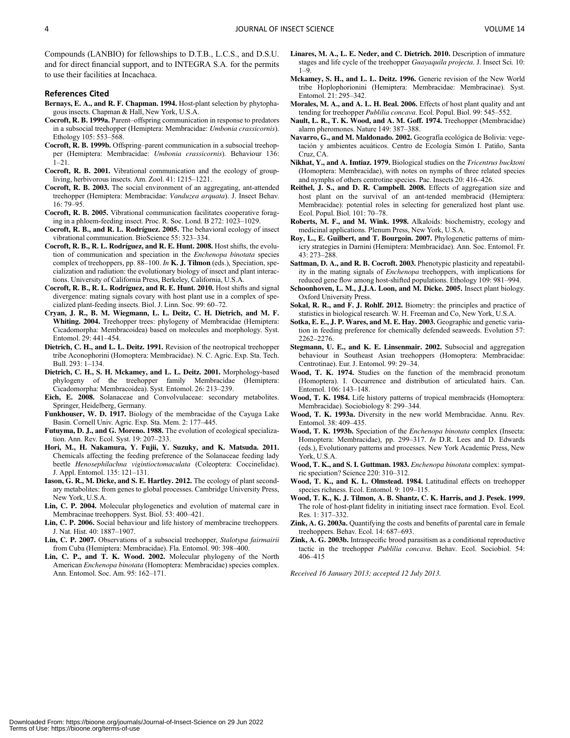Compounds (LANBIO) for fellowships to D.T.B., L.C.S., and D.S.U. and for direct financial support, and to INTEGRA S.A. for the permits to use their facilities at Incachaca.

## References Cited

**Bernays, E. A., and R. F. Chapman. 1994.** Host-plant selection by phytophagous insects. Chapman & Hall, New York, U.S.A.

**Cocroft, R. B. 1999a.** Parent–offspring communication in response to predators in a subsocial treehopper (Hemiptera: Membracidae: *Umbonia crassicornis*). Ethology 105: 553–568.

**Cocroft, R. B. 1999b.** Offspring–parent communication in a subsocial treehopper (Hemiptera: Membracidae: *Umbonia crassicornis*). Behaviour 136: 1–21.

**Cocroft, R. B. 2001.** Vibrational communication and the ecology of group-living, herbivorous insects. Am. Zool. 41: 1215–1221.

**Cocroft, R. B. 2003.** The social environment of an aggregating, ant-attended treehopper (Hemiptera: Membracidae: *Vanduzea arquata*). J. Insect Behav. 16: 79–95.

**Cocroft, R. B. 2005.** Vibrational communication facilitates cooperative foraging in a phloem-feeding insect. Proc. R. Soc. Lond. B 272: 1023–1029.

**Cocroft, R. B., and R. L. Rodríguez. 2005.** The behavioral ecology of insect vibrational communication. BioScience 55: 323–334.

**Cocroft, R. B., R. L. Rodríguez, and R. E. Hunt. 2008.** Host shifts, the evolution of communication and speciation in the *Enchenopa binotata* species complex of treehoppers, pp. 88–100. *In* **K. J. Tilmon** (eds.), Speciation, specialization and radiation: the evolutionary biology of insect and plant interactions. University of California Press, Berkeley, California, U.S.A.

**Cocroft, R. B., R. L. Rodríguez, and R. E. Hunt. 2010.** Host shifts and signal divergence: mating signals covary with host plant use in a complex of specialized plant-feeding insects. Biol. J. Linn. Soc. 99: 60–72.

**Cryan, J. R., B. M. Wiegmann, L. L. Deitz, C. H. Dietrich, and M. F. Whiting. 2004.** Treehopper trees: phylogeny of Membracidae (Hemiptera: Cicadomorpha: Membracoidea) based on molecules and morphology. Syst. Entomol. 29: 441–454.

**Dietrich, C. H., and L. L. Deitz. 1991.** Revision of the neotropical treehopper tribe Aconophorini (Homoptera: Membracidae). N. C. Agric. Exp. Sta. Tech. Bull. 293: 1–134.

**Dietrich, C. H., S. H. Mckamey, and L. L. Deitz. 2001.** Morphology-based phylogeny of the treehopper family Membracidae (Hemiptera: Cicadomorpha: Membracoidea). Syst. Entomol. 26: 213–239.

**Eich, E. 2008.** Solanaceae and Convolvulaceae: secondary metabolites. Springer, Heidelberg, Germany.

**Funkhouser, W. D. 1917.** Biology of the membracidae of the Cayuga Lake Basin. Cornell Univ. Agric. Exp. Sta. Mem. 2: 177–445.

**Futuyma, D. J., and G. Moreno. 1988.** The evolution of ecological specialization. Ann. Rev. Ecol. Syst. 19: 207–233.

**Hori, M., H. Nakamura, Y. Fujii, Y. Suzuky, and K. Matsuda. 2011.** Chemicals affecting the feeding preference of the Solanaceae feeding lady beetle *Henosephilachna vigintioctomaculata* (Coleoptera: Coccinelidae). J. Appl. Entomol. 135: 121–131.

**Iason, G. R., M. Dicke, and S. E. Hartley. 2012.** The ecology of plant secondary metabolites: from genes to global processes. Cambridge University Press, New York, U.S.A.

**Lin, C. P. 2004.** Molecular phylogenetics and evolution of maternal care in Membracinae treehoppers. Syst. Biol. 53: 400–421.

**Lin, C. P. 2006.** Social behaviour and life history of membracine treehoppers. J. Nat. Hist. 40: 1887–1907.

**Lin, C. P. 2007.** Observations of a subsocial treehopper, *Stalotypa fairmairii* from Cuba (Hemiptera: Membracidae). Fla. Entomol. 90: 398–400.

**Lin, C. P., and T. K. Wood. 2002.** Molecular phylogeny of the North American *Enchenopa binotata* (Homoptera: Membracidae) species complex. Ann. Entomol. Soc. Am. 95: 162–171.

**Linares, M. A., L. E. Neder, and C. Dietrich. 2010.** Description of immature stages and life cycle of the treehopper *Guayaquila projecta*. J. Insect Sci. 10: 1–9.

**Mckamey, S. H., and L. L. Deitz. 1996.** Generic revision of the New World tribe Hoplophorionini (Hemiptera: Membracidae: Membracinae). Syst. Entomol. 21: 295–342.

**Morales, M. A., and A. L. H. Beal. 2006.** Effects of host plant quality and ant tending for treehopper *Publilia concava*. Ecol. Popul. Biol. 99: 545–552.

**Nault, L. R., T. K. Wood, and A. M. Goff. 1974.** Treehopper (Membracidae) alarm pheromones. Nature 149: 387–388.

**Navarro, G., and M. Maldonado. 2002.** Geografía ecológica de Bolivia: vegetación y ambientes acuáticos. Centro de Ecología Simón I. Patiño, Santa Cruz, CA.

**Nikhat, Y., and A. Imtiaz. 1979.** Biological studies on the *Tricentrus bucktoni* (Homoptera: Membracidae), with notes on nymphs of three related species and nymphs of others centrotine species. Pac. Insects 20: 416–426.

**Reithel, J. S., and D. R. Campbell. 2008.** Effects of aggregation size and host plant on the survival of an ant-tended membracid (Hemiptera: Membracidae): potential roles in selecting for generalized host plant use. Ecol. Popul. Biol. 101: 70–78.

**Roberts, M. F., and M. Wink. 1998.** Alkaloids: biochemistry, ecology and medicinal applications. Plenum Press, New York, U.S.A.

**Roy, L., E. Guilbert, and T. Bourgoin. 2007.** Phylogenetic patterns of mimicry strategies in Darnini (Hemiptera: Membracidae). Ann. Soc. Entomol. Fr. 43: 273–288.

**Sattman, D. A., and R. B. Cocroft. 2003.** Phenotypic plasticity and repeatability in the mating signals of *Enchenopa* treehoppers, with implications for reduced gene flow among host-shifted populations. Ethology 109: 981–994.

**Schoonhoven, L. M., J.J.A. Loon, and M. Dicke. 2005.** Insect plant biology. Oxford University Press.

**Sokal, R. R., and F. J. Rohlf. 2012.** Biometry: the principles and practice of statistics in biological research. W. H. Freeman and Co, New York, U.S.A.

**Sotka, E. E., J. P. Wares, and M. E. Hay. 2003.** Geographic and genetic variation in feeding preference for chemically defended seaweeds. Evolution 57: 2262–2276.

**Stegmann, U. E., and K. E. Linsenmair. 2002.** Subsocial and aggregation behaviour in Southeast Asian treehoppers (Homoptera: Membracidae: Centrotinae). Eur. J. Entomol. 99: 29–34.

**Wood, T. K. 1974.** Studies on the function of the membracid pronotum (Homoptera). I. Occurrence and distribution of articulated hairs. Can. Entomol. 106: 143–148.

**Wood, T. K. 1984.** Life history patterns of tropical membracids (Homoptera: Membracidae). Sociobiology 8: 299–344.

**Wood, T. K. 1993a.** Diversity in the new world Membracidae. Annu. Rev. Entomol. 38: 409–435.

**Wood, T. K. 1993b.** Speciation of the *Enchenopa binotata* complex (Insecta: Homoptera: Membracidae), pp. 299–317. *In* D.R. Lees and D. Edwards (eds.), Evolutionary patterns and processes. New York Academic Press, New York, U.S.A.

**Wood, T. K., and S. I. Guttman. 1983.** *Enchenopa binotata* complex: sympatric speciation? Science 220: 310–312.

**Wood, T. K., and K. L. Olmstead. 1984.** Latitudinal effects on treehopper species richness. Ecol. Entomol. 9: 109–115.

**Wood, T. K., K. J. Tilmon, A. B. Shantz, C. K. Harris, and J. Pesek. 1999.** The role of host-plant fidelity in initiating insect race formation. Evol. Ecol. Res. 1: 317–332.

**Zink, A. G. 2003a.** Quantifying the costs and benefits of parental care in female treehoppers. Behav. Ecol. 14: 687–693.

**Zink, A. G. 2003b.** Intraspecific brood parasitism as a conditional reproductive tactic in the treehopper *Publilia concava*. Behav. Ecol. Sociobiol. 54: 406–415

*Received 16 January 2013; accepted 12 July 2013.*